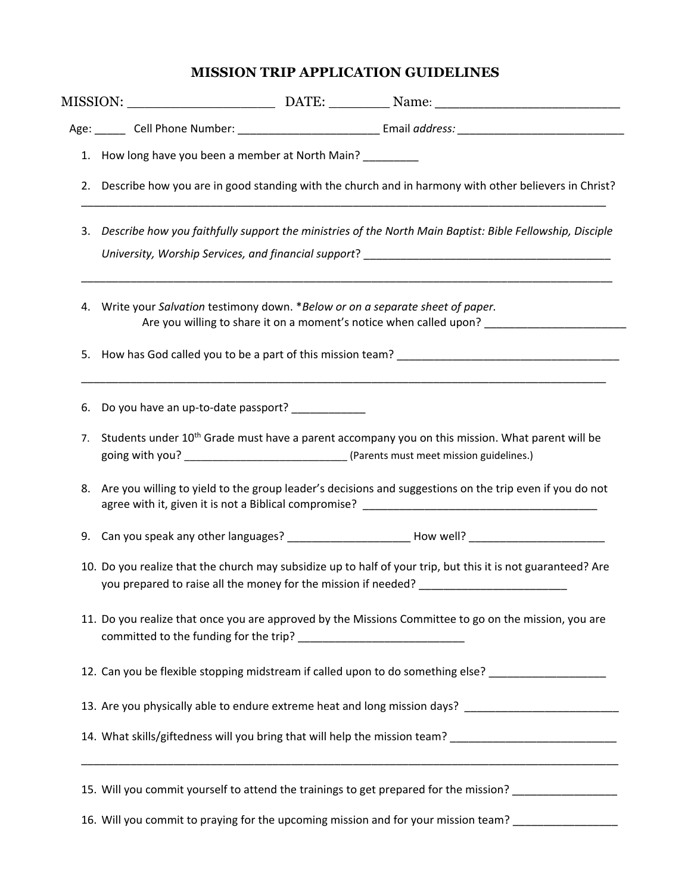# MISSION TRIP APPLICATION GUIDELINES

MISSION: ___________________ DATE: ________ Name: ________________________

Age: _____ Cell Phone Number: ______________________ Email *address:* __________________________

1. How long have you been a member at North Main? _________
2. Describe how you are in good standing with the church and in harmony with other believers in Christ? ____________________________________________________________________________________
3. *Describe how you faithfully support the ministries of the North Main Baptist: Bible Fellowship, Disciple University, Worship Services, and financial support*? _________________________________________ ____________________________________________________________________________________
4. Write your *Salvation* testimony down. \**Below or on a separate sheet of paper.*
   Are you willing to share it on a moment's notice when called upon? _______________________
5. How has God called you to be a part of this mission team? ____________________________________ ____________________________________________________________________________________
6. Do you have an up-to-date passport? ____________
7. Students under 10th Grade must have a parent accompany you on this mission. What parent will be going with you? __________________________ (Parents must meet mission guidelines.)
8. Are you willing to yield to the group leader's decisions and suggestions on the trip even if you do not agree with it, given it is not a Biblical compromise? ______________________________________
9. Can you speak any other languages? ____________________ How well? ______________________
10. Do you realize that the church may subsidize up to half of your trip, but this it is not guaranteed? Are you prepared to raise all the money for the mission if needed? ________________________
11. Do you realize that once you are approved by the Missions Committee to go on the mission, you are committed to the funding for the trip? ___________________________
12. Can you be flexible stopping midstream if called upon to do something else? ___________________
13. Are you physically able to endure extreme heat and long mission days? _________________________
14. What skills/giftedness will you bring that will help the mission team? ___________________________ ____________________________________________________________________________________
15. Will you commit yourself to attend the trainings to get prepared for the mission? _________________
16. Will you commit to praying for the upcoming mission and for your mission team? _________________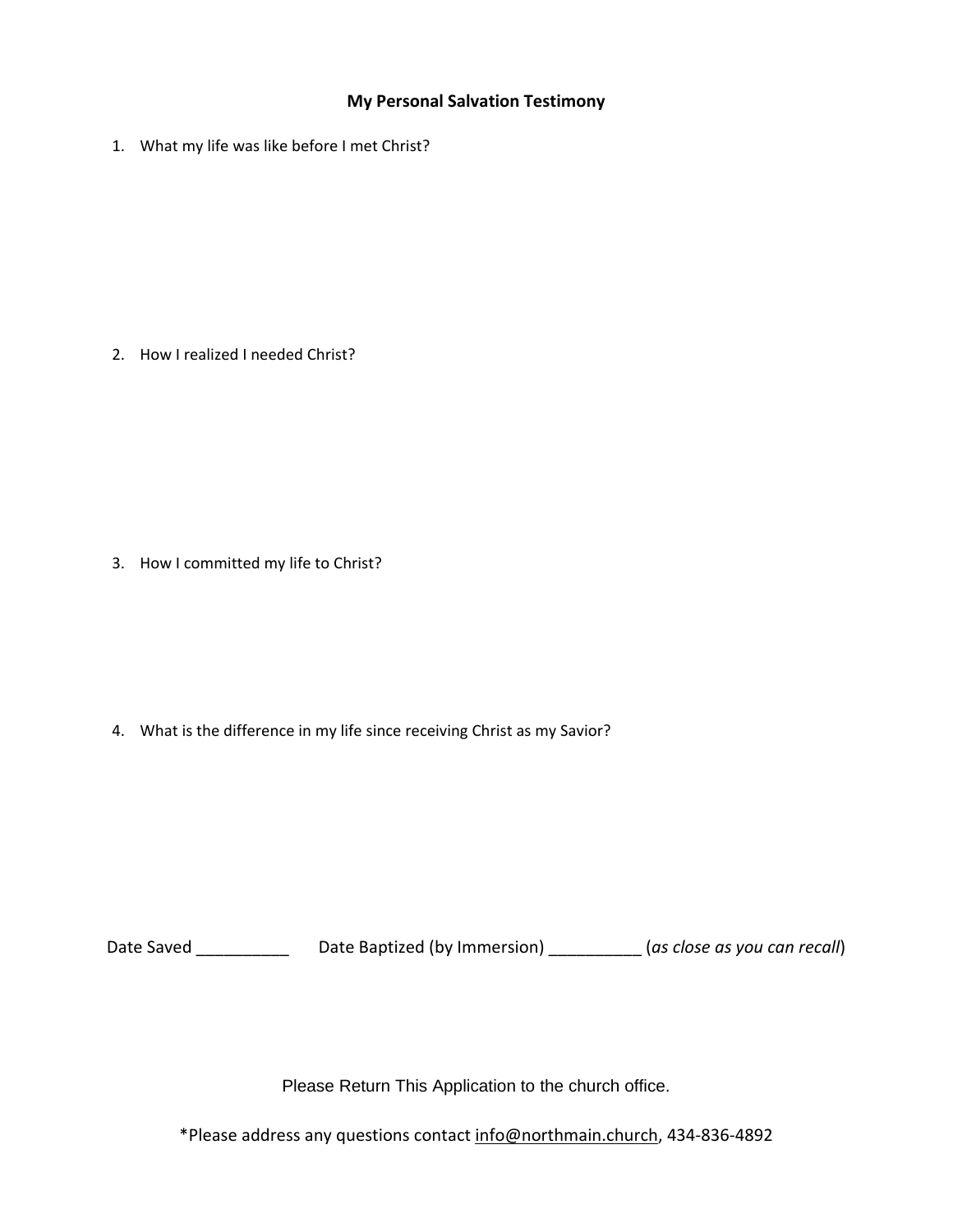## My Personal Salvation Testimony

1. What my life was like before I met Christ?

2. How I realized I needed Christ?

3. How I committed my life to Christ?

4. What is the difference in my life since receiving Christ as my Savior?

Date Saved __________ Date Baptized (by Immersion) __________ (*as close as you can recall*)

Please Return This Application to the church office.

*Please address any questions contact info@northmain.church, 434-836-4892